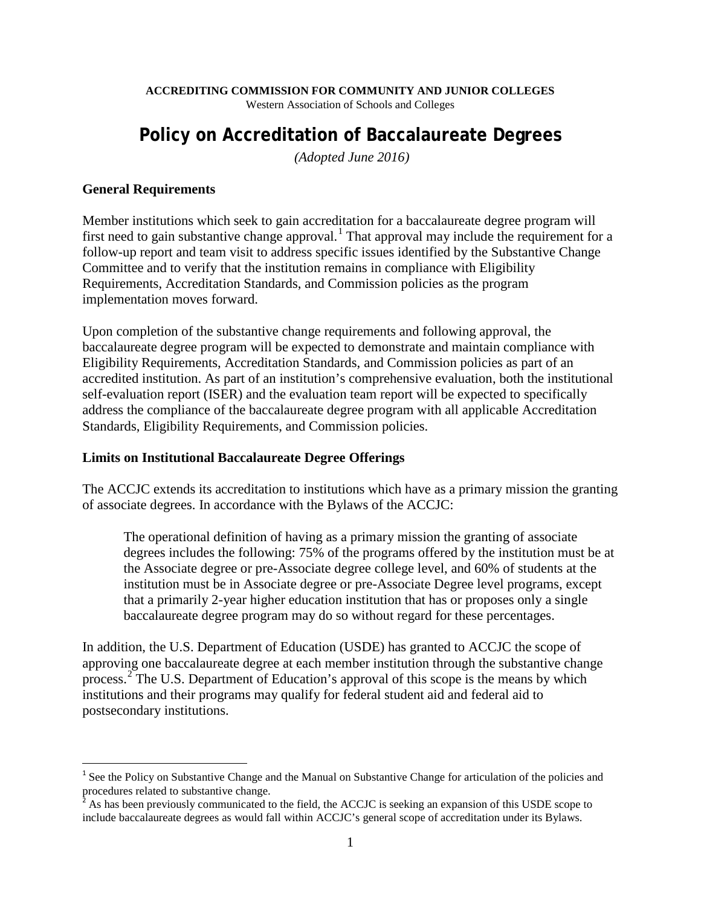**ACCREDITING COMMISSION FOR COMMUNITY AND JUNIOR COLLEGES**
Western Association of Schools and Colleges

# Policy on Accreditation of Baccalaureate Degrees

*(Adopted June 2016)*

## General Requirements

Member institutions which seek to gain accreditation for a baccalaureate degree program will first need to gain substantive change approval.[1] That approval may include the requirement for a follow-up report and team visit to address specific issues identified by the Substantive Change Committee and to verify that the institution remains in compliance with Eligibility Requirements, Accreditation Standards, and Commission policies as the program implementation moves forward.

Upon completion of the substantive change requirements and following approval, the baccalaureate degree program will be expected to demonstrate and maintain compliance with Eligibility Requirements, Accreditation Standards, and Commission policies as part of an accredited institution. As part of an institution's comprehensive evaluation, both the institutional self-evaluation report (ISER) and the evaluation team report will be expected to specifically address the compliance of the baccalaureate degree program with all applicable Accreditation Standards, Eligibility Requirements, and Commission policies.

## Limits on Institutional Baccalaureate Degree Offerings

The ACCJC extends its accreditation to institutions which have as a primary mission the granting of associate degrees. In accordance with the Bylaws of the ACCJC:

> The operational definition of having as a primary mission the granting of associate degrees includes the following: 75% of the programs offered by the institution must be at the Associate degree or pre-Associate degree college level, and 60% of students at the institution must be in Associate degree or pre-Associate Degree level programs, except that a primarily 2-year higher education institution that has or proposes only a single baccalaureate degree program may do so without regard for these percentages.

In addition, the U.S. Department of Education (USDE) has granted to ACCJC the scope of approving one baccalaureate degree at each member institution through the substantive change process.[2] The U.S. Department of Education's approval of this scope is the means by which institutions and their programs may qualify for federal student aid and federal aid to postsecondary institutions.

---

[1] See the Policy on Substantive Change and the Manual on Substantive Change for articulation of the policies and procedures related to substantive change.

[2] As has been previously communicated to the field, the ACCJC is seeking an expansion of this USDE scope to include baccalaureate degrees as would fall within ACCJC's general scope of accreditation under its Bylaws.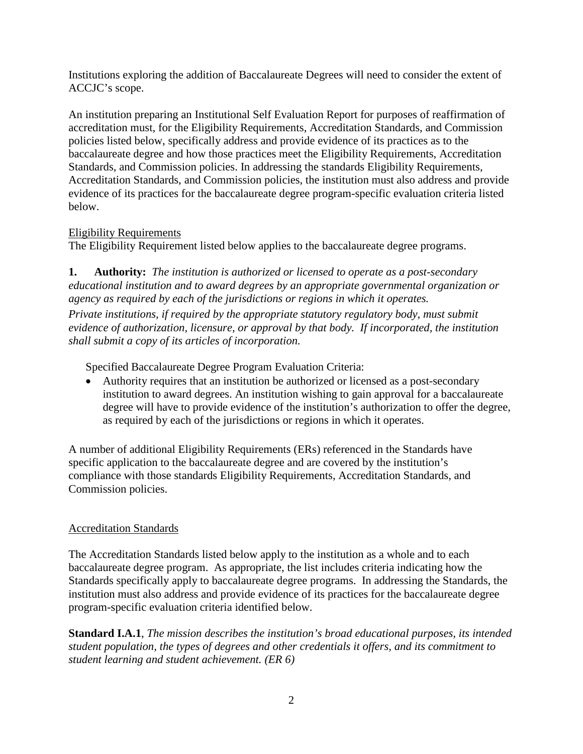Institutions exploring the addition of Baccalaureate Degrees will need to consider the extent of ACCJC's scope.

An institution preparing an Institutional Self Evaluation Report for purposes of reaffirmation of accreditation must, for the Eligibility Requirements, Accreditation Standards, and Commission policies listed below, specifically address and provide evidence of its practices as to the baccalaureate degree and how those practices meet the Eligibility Requirements, Accreditation Standards, and Commission policies. In addressing the standards Eligibility Requirements, Accreditation Standards, and Commission policies, the institution must also address and provide evidence of its practices for the baccalaureate degree program-specific evaluation criteria listed below.

<u>Eligibility Requirements</u>

The Eligibility Requirement listed below applies to the baccalaureate degree programs.

**1. Authority:** *The institution is authorized or licensed to operate as a post-secondary educational institution and to award degrees by an appropriate governmental organization or agency as required by each of the jurisdictions or regions in which it operates.*

*Private institutions, if required by the appropriate statutory regulatory body, must submit evidence of authorization, licensure, or approval by that body. If incorporated, the institution shall submit a copy of its articles of incorporation.*

Specified Baccalaureate Degree Program Evaluation Criteria:

- Authority requires that an institution be authorized or licensed as a post-secondary institution to award degrees. An institution wishing to gain approval for a baccalaureate degree will have to provide evidence of the institution's authorization to offer the degree, as required by each of the jurisdictions or regions in which it operates.

A number of additional Eligibility Requirements (ERs) referenced in the Standards have specific application to the baccalaureate degree and are covered by the institution's compliance with those standards Eligibility Requirements, Accreditation Standards, and Commission policies.

<u>Accreditation Standards</u>

The Accreditation Standards listed below apply to the institution as a whole and to each baccalaureate degree program. As appropriate, the list includes criteria indicating how the Standards specifically apply to baccalaureate degree programs. In addressing the Standards, the institution must also address and provide evidence of its practices for the baccalaureate degree program-specific evaluation criteria identified below.

**Standard I.A.1**, *The mission describes the institution's broad educational purposes, its intended student population, the types of degrees and other credentials it offers, and its commitment to student learning and student achievement. (ER 6)*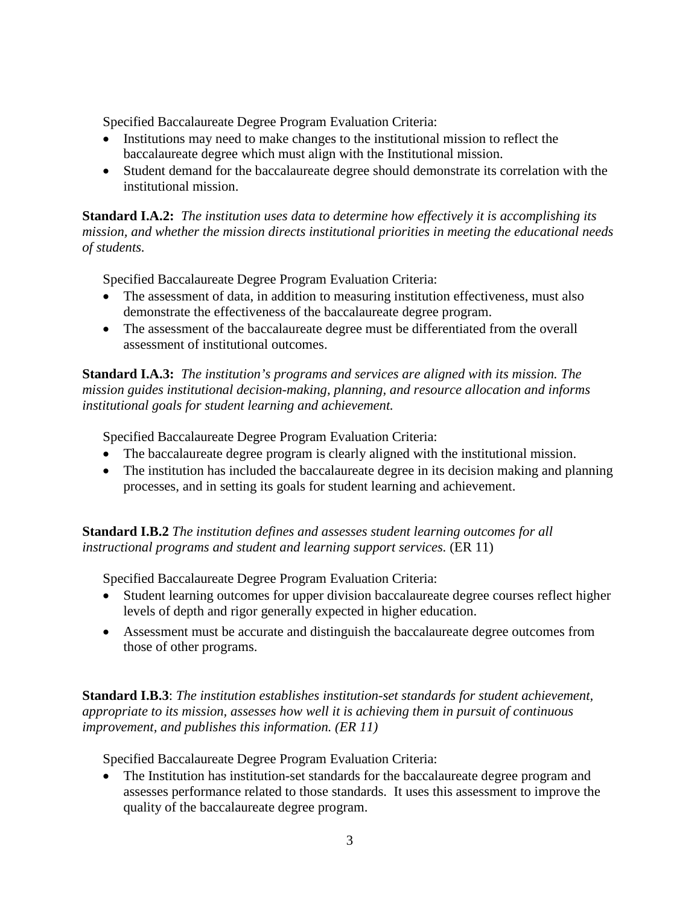Specified Baccalaureate Degree Program Evaluation Criteria:

- Institutions may need to make changes to the institutional mission to reflect the baccalaureate degree which must align with the Institutional mission.
- Student demand for the baccalaureate degree should demonstrate its correlation with the institutional mission.

**Standard I.A.2:** *The institution uses data to determine how effectively it is accomplishing its mission, and whether the mission directs institutional priorities in meeting the educational needs of students.*

Specified Baccalaureate Degree Program Evaluation Criteria:

- The assessment of data, in addition to measuring institution effectiveness, must also demonstrate the effectiveness of the baccalaureate degree program.
- The assessment of the baccalaureate degree must be differentiated from the overall assessment of institutional outcomes.

**Standard I.A.3:** *The institution's programs and services are aligned with its mission. The mission guides institutional decision-making, planning, and resource allocation and informs institutional goals for student learning and achievement.*

Specified Baccalaureate Degree Program Evaluation Criteria:

- The baccalaureate degree program is clearly aligned with the institutional mission.
- The institution has included the baccalaureate degree in its decision making and planning processes, and in setting its goals for student learning and achievement.

**Standard I.B.2** *The institution defines and assesses student learning outcomes for all instructional programs and student and learning support services.* (ER 11)

Specified Baccalaureate Degree Program Evaluation Criteria:

- Student learning outcomes for upper division baccalaureate degree courses reflect higher levels of depth and rigor generally expected in higher education.
- Assessment must be accurate and distinguish the baccalaureate degree outcomes from those of other programs.

**Standard I.B.3**: *The institution establishes institution-set standards for student achievement, appropriate to its mission, assesses how well it is achieving them in pursuit of continuous improvement, and publishes this information. (ER 11)*

Specified Baccalaureate Degree Program Evaluation Criteria:

- The Institution has institution-set standards for the baccalaureate degree program and assesses performance related to those standards. It uses this assessment to improve the quality of the baccalaureate degree program.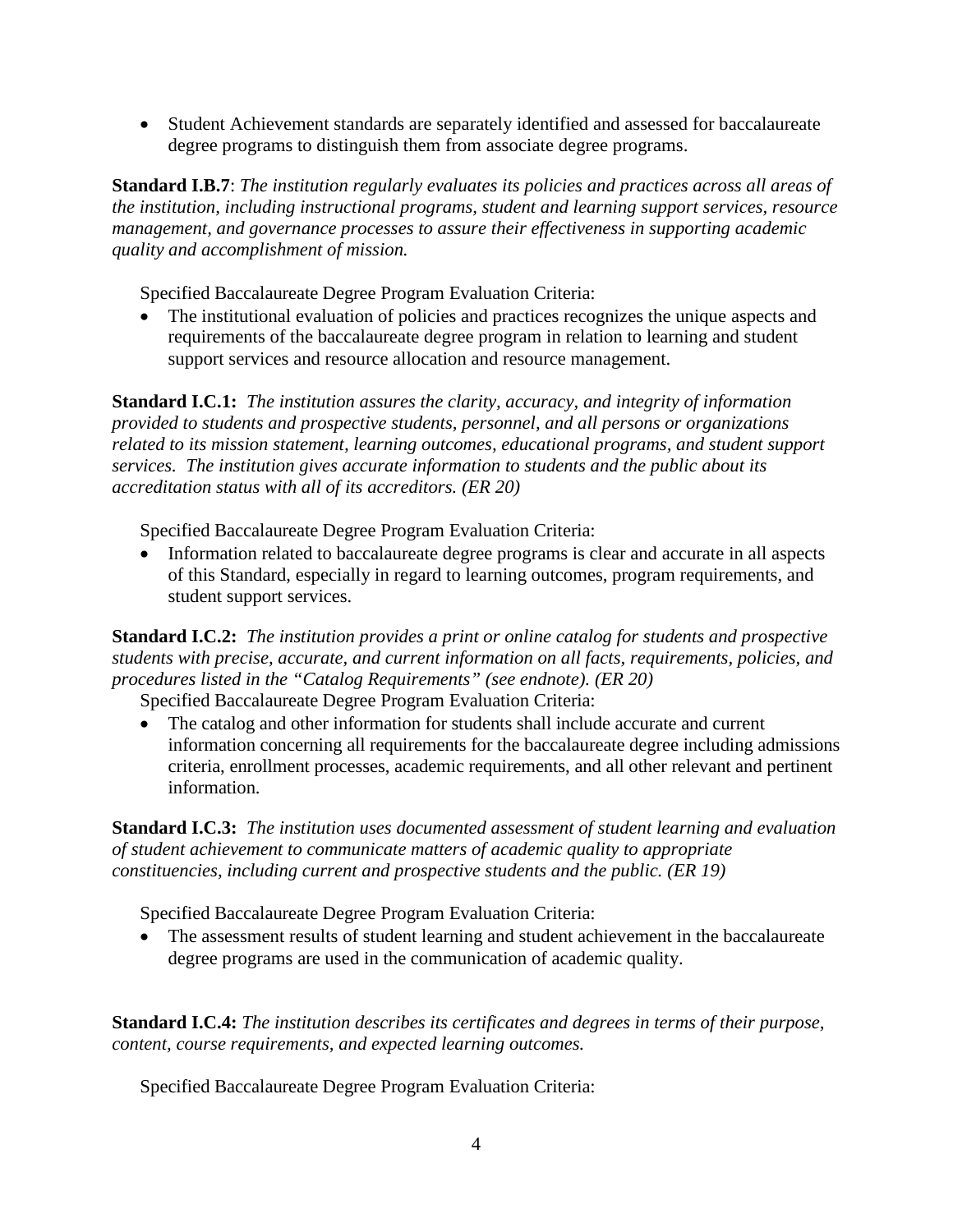- Student Achievement standards are separately identified and assessed for baccalaureate degree programs to distinguish them from associate degree programs.

**Standard I.B.7**: *The institution regularly evaluates its policies and practices across all areas of the institution, including instructional programs, student and learning support services, resource management, and governance processes to assure their effectiveness in supporting academic quality and accomplishment of mission.*

Specified Baccalaureate Degree Program Evaluation Criteria:

- The institutional evaluation of policies and practices recognizes the unique aspects and requirements of the baccalaureate degree program in relation to learning and student support services and resource allocation and resource management.

**Standard I.C.1:** *The institution assures the clarity, accuracy, and integrity of information provided to students and prospective students, personnel, and all persons or organizations related to its mission statement, learning outcomes, educational programs, and student support services. The institution gives accurate information to students and the public about its accreditation status with all of its accreditors. (ER 20)*

Specified Baccalaureate Degree Program Evaluation Criteria:

- Information related to baccalaureate degree programs is clear and accurate in all aspects of this Standard, especially in regard to learning outcomes, program requirements, and student support services.

**Standard I.C.2:** *The institution provides a print or online catalog for students and prospective students with precise, accurate, and current information on all facts, requirements, policies, and procedures listed in the "Catalog Requirements" (see endnote). (ER 20)*

Specified Baccalaureate Degree Program Evaluation Criteria:

- The catalog and other information for students shall include accurate and current information concerning all requirements for the baccalaureate degree including admissions criteria, enrollment processes, academic requirements, and all other relevant and pertinent information.

**Standard I.C.3:** *The institution uses documented assessment of student learning and evaluation of student achievement to communicate matters of academic quality to appropriate constituencies, including current and prospective students and the public. (ER 19)*

Specified Baccalaureate Degree Program Evaluation Criteria:

- The assessment results of student learning and student achievement in the baccalaureate degree programs are used in the communication of academic quality.

**Standard I.C.4:** *The institution describes its certificates and degrees in terms of their purpose, content, course requirements, and expected learning outcomes.*

Specified Baccalaureate Degree Program Evaluation Criteria: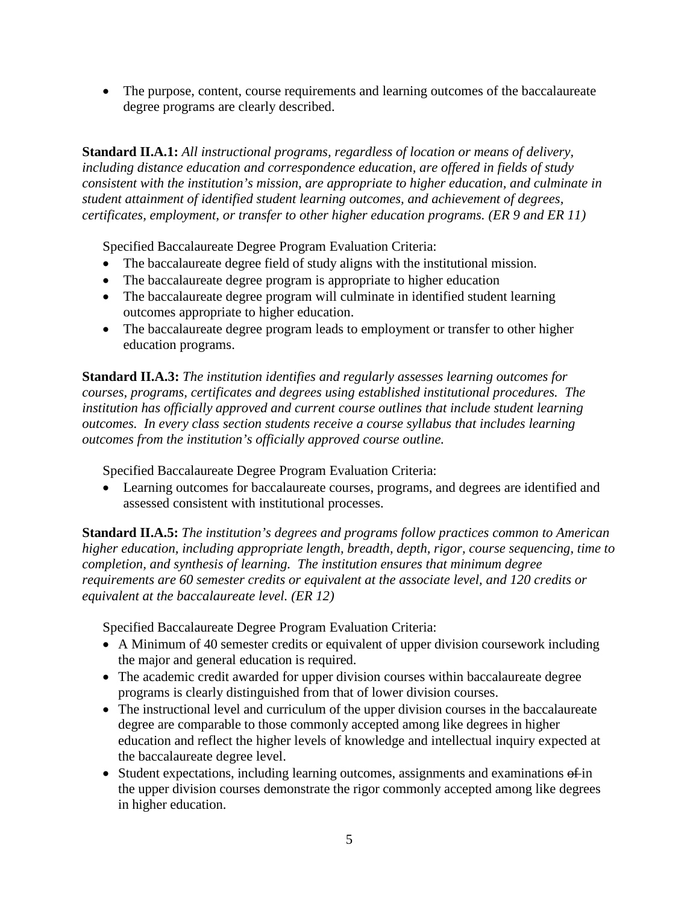- The purpose, content, course requirements and learning outcomes of the baccalaureate degree programs are clearly described.

**Standard II.A.1:** *All instructional programs, regardless of location or means of delivery, including distance education and correspondence education, are offered in fields of study consistent with the institution's mission, are appropriate to higher education, and culminate in student attainment of identified student learning outcomes, and achievement of degrees, certificates, employment, or transfer to other higher education programs. (ER 9 and ER 11)*

Specified Baccalaureate Degree Program Evaluation Criteria:

- The baccalaureate degree field of study aligns with the institutional mission.
- The baccalaureate degree program is appropriate to higher education
- The baccalaureate degree program will culminate in identified student learning outcomes appropriate to higher education.
- The baccalaureate degree program leads to employment or transfer to other higher education programs.

**Standard II.A.3:** *The institution identifies and regularly assesses learning outcomes for courses, programs, certificates and degrees using established institutional procedures. The institution has officially approved and current course outlines that include student learning outcomes. In every class section students receive a course syllabus that includes learning outcomes from the institution's officially approved course outline.*

Specified Baccalaureate Degree Program Evaluation Criteria:

- Learning outcomes for baccalaureate courses, programs, and degrees are identified and assessed consistent with institutional processes.

**Standard II.A.5:** *The institution's degrees and programs follow practices common to American higher education, including appropriate length, breadth, depth, rigor, course sequencing, time to completion, and synthesis of learning. The institution ensures that minimum degree requirements are 60 semester credits or equivalent at the associate level, and 120 credits or equivalent at the baccalaureate level. (ER 12)*

Specified Baccalaureate Degree Program Evaluation Criteria:

- A Minimum of 40 semester credits or equivalent of upper division coursework including the major and general education is required.
- The academic credit awarded for upper division courses within baccalaureate degree programs is clearly distinguished from that of lower division courses.
- The instructional level and curriculum of the upper division courses in the baccalaureate degree are comparable to those commonly accepted among like degrees in higher education and reflect the higher levels of knowledge and intellectual inquiry expected at the baccalaureate degree level.
- Student expectations, including learning outcomes, assignments and examinations ~~of~~ in the upper division courses demonstrate the rigor commonly accepted among like degrees in higher education.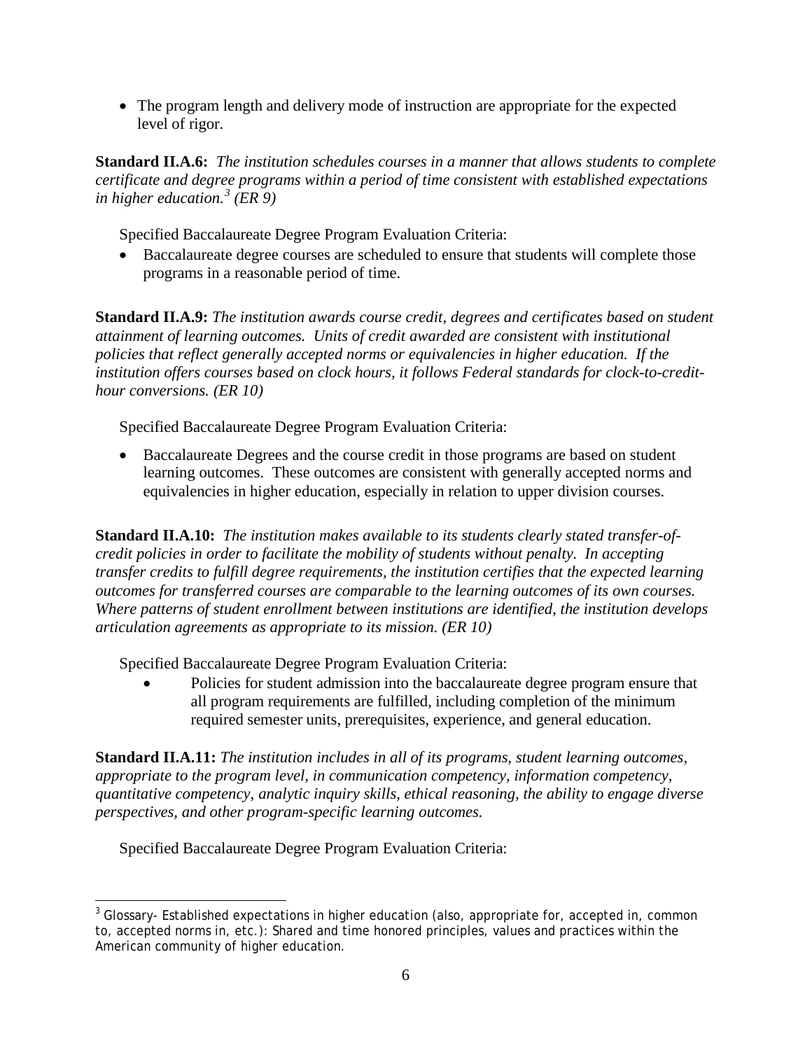- The program length and delivery mode of instruction are appropriate for the expected level of rigor.

**Standard II.A.6:** *The institution schedules courses in a manner that allows students to complete certificate and degree programs within a period of time consistent with established expectations in higher education.[3] (ER 9)*

Specified Baccalaureate Degree Program Evaluation Criteria:

- Baccalaureate degree courses are scheduled to ensure that students will complete those programs in a reasonable period of time.

**Standard II.A.9:** *The institution awards course credit, degrees and certificates based on student attainment of learning outcomes. Units of credit awarded are consistent with institutional policies that reflect generally accepted norms or equivalencies in higher education. If the institution offers courses based on clock hours, it follows Federal standards for clock-to-credit-hour conversions. (ER 10)*

Specified Baccalaureate Degree Program Evaluation Criteria:

- Baccalaureate Degrees and the course credit in those programs are based on student learning outcomes. These outcomes are consistent with generally accepted norms and equivalencies in higher education, especially in relation to upper division courses.

**Standard II.A.10:** *The institution makes available to its students clearly stated transfer-of-credit policies in order to facilitate the mobility of students without penalty. In accepting transfer credits to fulfill degree requirements, the institution certifies that the expected learning outcomes for transferred courses are comparable to the learning outcomes of its own courses. Where patterns of student enrollment between institutions are identified, the institution develops articulation agreements as appropriate to its mission. (ER 10)*

Specified Baccalaureate Degree Program Evaluation Criteria:

- Policies for student admission into the baccalaureate degree program ensure that all program requirements are fulfilled, including completion of the minimum required semester units, prerequisites, experience, and general education.

**Standard II.A.11:** *The institution includes in all of its programs, student learning outcomes, appropriate to the program level, in communication competency, information competency, quantitative competency, analytic inquiry skills, ethical reasoning, the ability to engage diverse perspectives, and other program-specific learning outcomes.*

Specified Baccalaureate Degree Program Evaluation Criteria:

---

[3] Glossary- Established expectations in higher education (also, appropriate for, accepted in, common to, accepted norms in, etc.): Shared and time honored principles, values and practices within the American community of higher education.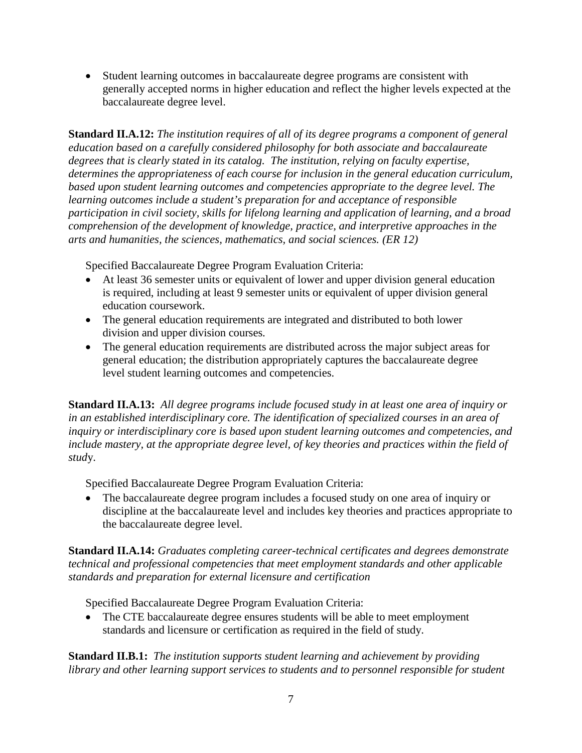- Student learning outcomes in baccalaureate degree programs are consistent with generally accepted norms in higher education and reflect the higher levels expected at the baccalaureate degree level.

**Standard II.A.12:** *The institution requires of all of its degree programs a component of general education based on a carefully considered philosophy for both associate and baccalaureate degrees that is clearly stated in its catalog. The institution, relying on faculty expertise, determines the appropriateness of each course for inclusion in the general education curriculum, based upon student learning outcomes and competencies appropriate to the degree level. The learning outcomes include a student's preparation for and acceptance of responsible participation in civil society, skills for lifelong learning and application of learning, and a broad comprehension of the development of knowledge, practice, and interpretive approaches in the arts and humanities, the sciences, mathematics, and social sciences. (ER 12)*

Specified Baccalaureate Degree Program Evaluation Criteria:

- At least 36 semester units or equivalent of lower and upper division general education is required, including at least 9 semester units or equivalent of upper division general education coursework.
- The general education requirements are integrated and distributed to both lower division and upper division courses.
- The general education requirements are distributed across the major subject areas for general education; the distribution appropriately captures the baccalaureate degree level student learning outcomes and competencies.

**Standard II.A.13:** *All degree programs include focused study in at least one area of inquiry or in an established interdisciplinary core. The identification of specialized courses in an area of inquiry or interdisciplinary core is based upon student learning outcomes and competencies, and include mastery, at the appropriate degree level, of key theories and practices within the field of study.*

Specified Baccalaureate Degree Program Evaluation Criteria:

- The baccalaureate degree program includes a focused study on one area of inquiry or discipline at the baccalaureate level and includes key theories and practices appropriate to the baccalaureate degree level.

**Standard II.A.14:** *Graduates completing career-technical certificates and degrees demonstrate technical and professional competencies that meet employment standards and other applicable standards and preparation for external licensure and certification*

Specified Baccalaureate Degree Program Evaluation Criteria:

- The CTE baccalaureate degree ensures students will be able to meet employment standards and licensure or certification as required in the field of study.

**Standard II.B.1:** *The institution supports student learning and achievement by providing library and other learning support services to students and to personnel responsible for student*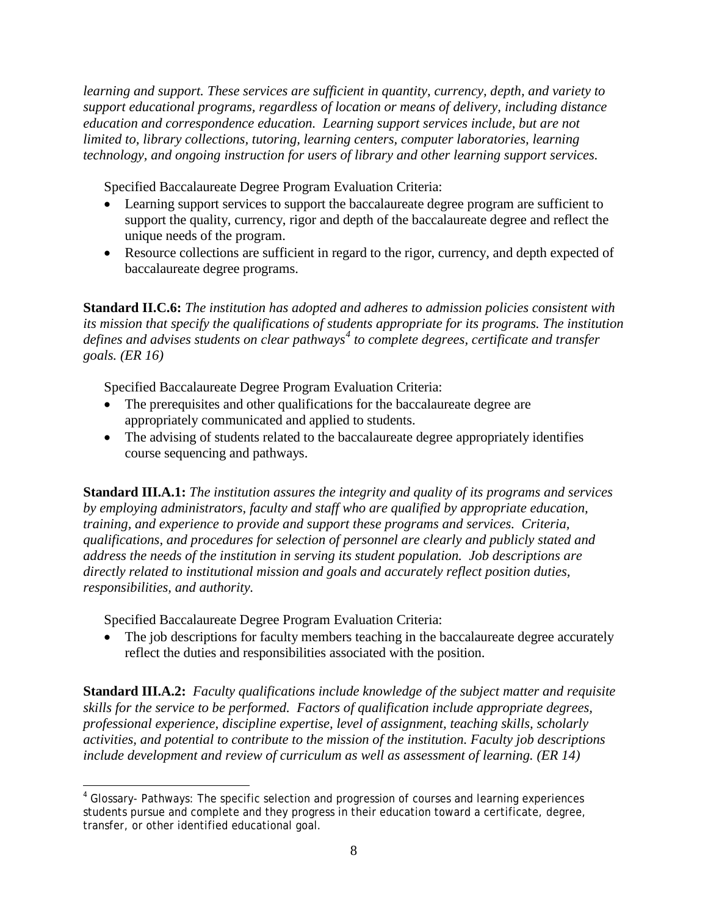*learning and support. These services are sufficient in quantity, currency, depth, and variety to support educational programs, regardless of location or means of delivery, including distance education and correspondence education. Learning support services include, but are not limited to, library collections, tutoring, learning centers, computer laboratories, learning technology, and ongoing instruction for users of library and other learning support services.*

Specified Baccalaureate Degree Program Evaluation Criteria:

- Learning support services to support the baccalaureate degree program are sufficient to support the quality, currency, rigor and depth of the baccalaureate degree and reflect the unique needs of the program.
- Resource collections are sufficient in regard to the rigor, currency, and depth expected of baccalaureate degree programs.

**Standard II.C.6:** *The institution has adopted and adheres to admission policies consistent with its mission that specify the qualifications of students appropriate for its programs. The institution defines and advises students on clear pathways[4] to complete degrees, certificate and transfer goals. (ER 16)*

Specified Baccalaureate Degree Program Evaluation Criteria:

- The prerequisites and other qualifications for the baccalaureate degree are appropriately communicated and applied to students.
- The advising of students related to the baccalaureate degree appropriately identifies course sequencing and pathways.

**Standard III.A.1:** *The institution assures the integrity and quality of its programs and services by employing administrators, faculty and staff who are qualified by appropriate education, training, and experience to provide and support these programs and services. Criteria, qualifications, and procedures for selection of personnel are clearly and publicly stated and address the needs of the institution in serving its student population. Job descriptions are directly related to institutional mission and goals and accurately reflect position duties, responsibilities, and authority.*

Specified Baccalaureate Degree Program Evaluation Criteria:

- The job descriptions for faculty members teaching in the baccalaureate degree accurately reflect the duties and responsibilities associated with the position.

**Standard III.A.2:** *Faculty qualifications include knowledge of the subject matter and requisite skills for the service to be performed. Factors of qualification include appropriate degrees, professional experience, discipline expertise, level of assignment, teaching skills, scholarly activities, and potential to contribute to the mission of the institution. Faculty job descriptions include development and review of curriculum as well as assessment of learning. (ER 14)*

---

[4] Glossary- Pathways: The specific selection and progression of courses and learning experiences students pursue and complete and they progress in their education toward a certificate, degree, transfer, or other identified educational goal.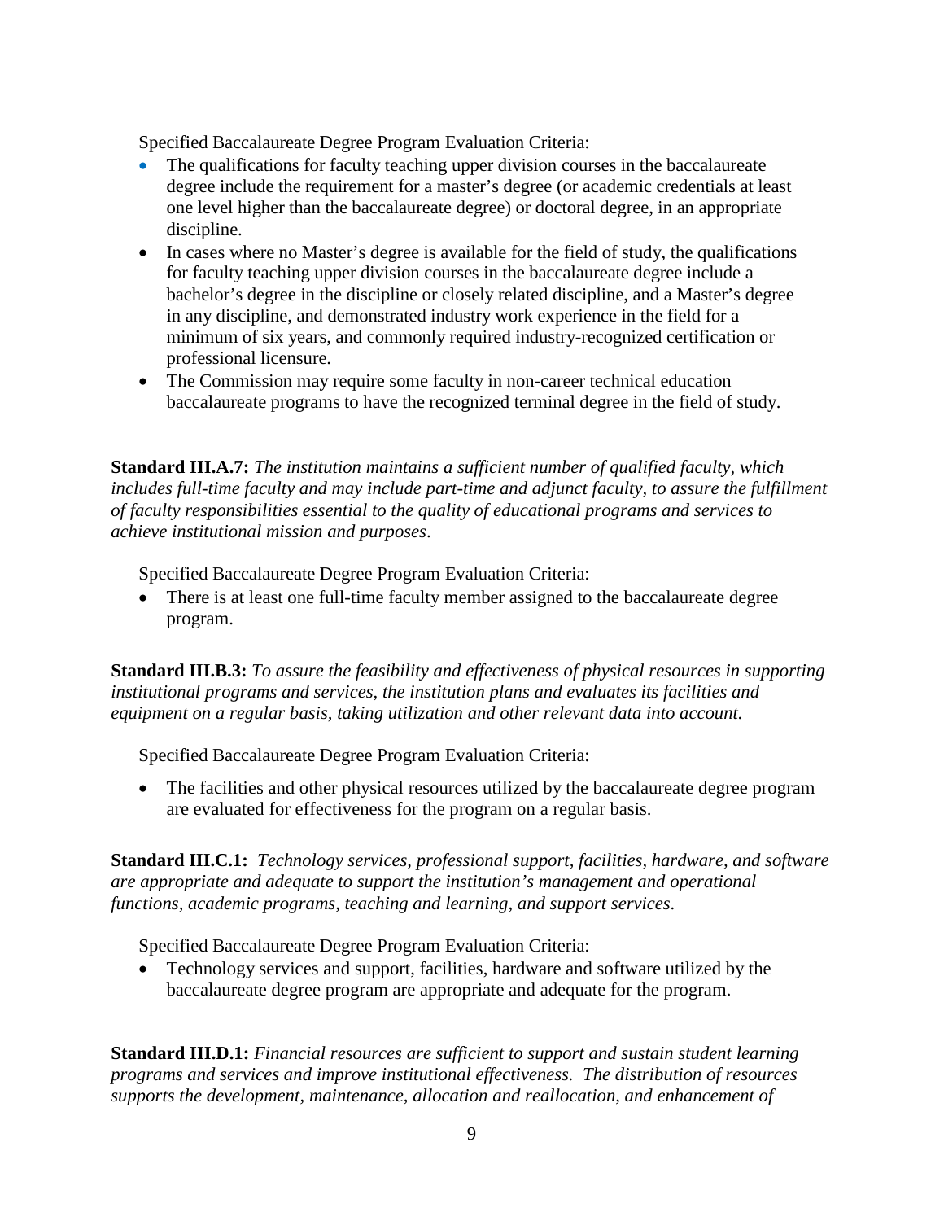Specified Baccalaureate Degree Program Evaluation Criteria:

- The qualifications for faculty teaching upper division courses in the baccalaureate degree include the requirement for a master's degree (or academic credentials at least one level higher than the baccalaureate degree) or doctoral degree, in an appropriate discipline.
- In cases where no Master's degree is available for the field of study, the qualifications for faculty teaching upper division courses in the baccalaureate degree include a bachelor's degree in the discipline or closely related discipline, and a Master's degree in any discipline, and demonstrated industry work experience in the field for a minimum of six years, and commonly required industry-recognized certification or professional licensure.
- The Commission may require some faculty in non-career technical education baccalaureate programs to have the recognized terminal degree in the field of study.

**Standard III.A.7:** *The institution maintains a sufficient number of qualified faculty, which includes full-time faculty and may include part-time and adjunct faculty, to assure the fulfillment of faculty responsibilities essential to the quality of educational programs and services to achieve institutional mission and purposes*.

Specified Baccalaureate Degree Program Evaluation Criteria:

- There is at least one full-time faculty member assigned to the baccalaureate degree program.

**Standard III.B.3:** *To assure the feasibility and effectiveness of physical resources in supporting institutional programs and services, the institution plans and evaluates its facilities and equipment on a regular basis, taking utilization and other relevant data into account.*

Specified Baccalaureate Degree Program Evaluation Criteria:

- The facilities and other physical resources utilized by the baccalaureate degree program are evaluated for effectiveness for the program on a regular basis.

**Standard III.C.1:** *Technology services, professional support, facilities, hardware, and software are appropriate and adequate to support the institution's management and operational functions, academic programs, teaching and learning, and support services*.

Specified Baccalaureate Degree Program Evaluation Criteria:

- Technology services and support, facilities, hardware and software utilized by the baccalaureate degree program are appropriate and adequate for the program.

**Standard III.D.1:** *Financial resources are sufficient to support and sustain student learning programs and services and improve institutional effectiveness. The distribution of resources supports the development, maintenance, allocation and reallocation, and enhancement of*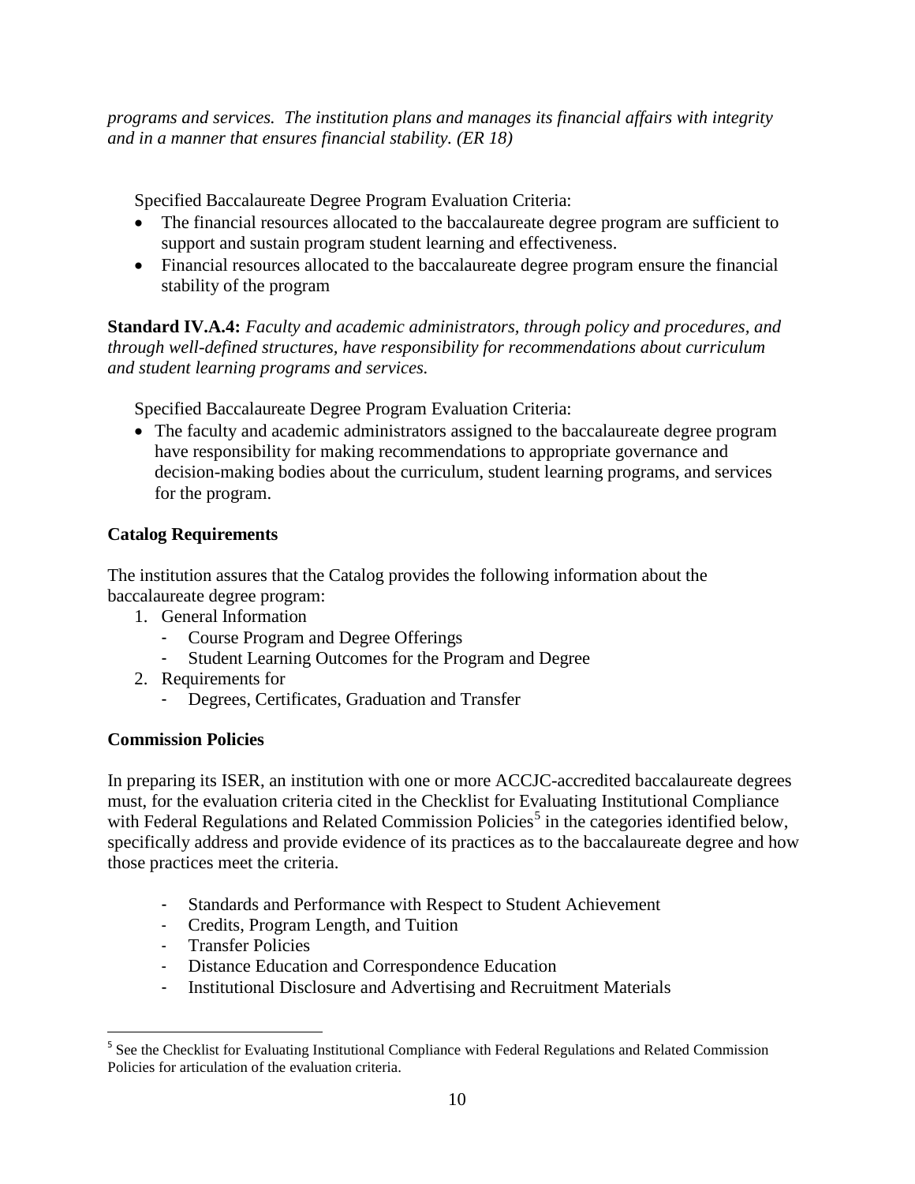*programs and services. The institution plans and manages its financial affairs with integrity and in a manner that ensures financial stability. (ER 18)*

Specified Baccalaureate Degree Program Evaluation Criteria:

- The financial resources allocated to the baccalaureate degree program are sufficient to support and sustain program student learning and effectiveness.
- Financial resources allocated to the baccalaureate degree program ensure the financial stability of the program

**Standard IV.A.4:** *Faculty and academic administrators, through policy and procedures, and through well-defined structures, have responsibility for recommendations about curriculum and student learning programs and services.*

Specified Baccalaureate Degree Program Evaluation Criteria:

- The faculty and academic administrators assigned to the baccalaureate degree program have responsibility for making recommendations to appropriate governance and decision-making bodies about the curriculum, student learning programs, and services for the program.

**Catalog Requirements**

The institution assures that the Catalog provides the following information about the baccalaureate degree program:

1. General Information
   - Course Program and Degree Offerings
   - Student Learning Outcomes for the Program and Degree
2. Requirements for
   - Degrees, Certificates, Graduation and Transfer

**Commission Policies**

In preparing its ISER, an institution with one or more ACCJC-accredited baccalaureate degrees must, for the evaluation criteria cited in the Checklist for Evaluating Institutional Compliance with Federal Regulations and Related Commission Policies[5] in the categories identified below, specifically address and provide evidence of its practices as to the baccalaureate degree and how those practices meet the criteria.

- Standards and Performance with Respect to Student Achievement
- Credits, Program Length, and Tuition
- Transfer Policies
- Distance Education and Correspondence Education
- Institutional Disclosure and Advertising and Recruitment Materials

[5] See the Checklist for Evaluating Institutional Compliance with Federal Regulations and Related Commission Policies for articulation of the evaluation criteria.